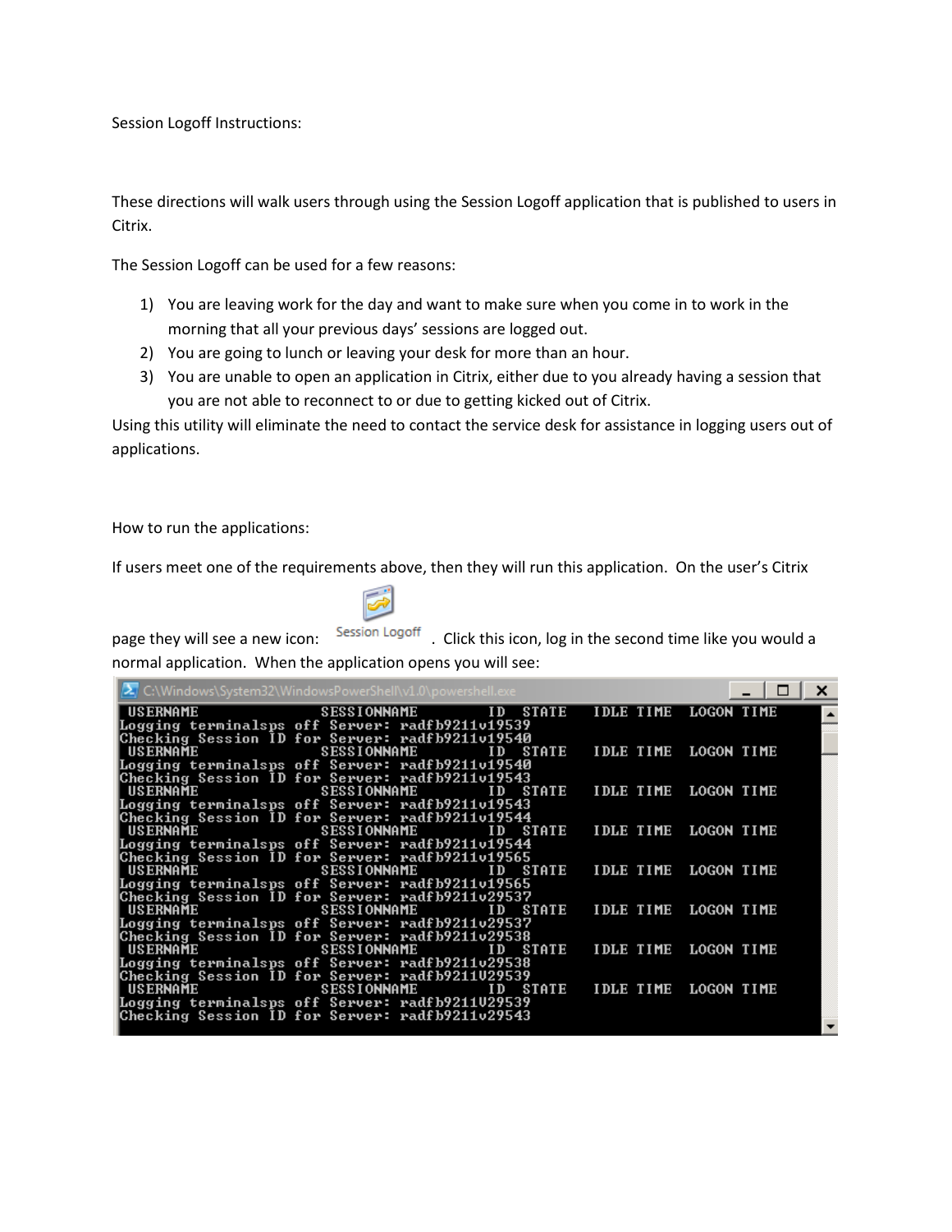Session Logoff Instructions:

These directions will walk users through using the Session Logoff application that is published to users in Citrix.

The Session Logoff can be used for a few reasons:

1) You are leaving work for the day and want to make sure when you come in to work in the morning that all your previous days' sessions are logged out.
2) You are going to lunch or leaving your desk for more than an hour.
3) You are unable to open an application in Citrix, either due to you already having a session that you are not able to reconnect to or due to getting kicked out of Citrix.

Using this utility will eliminate the need to contact the service desk for assistance in logging users out of applications.

How to run the applications:

If users meet one of the requirements above, then they will run this application. On the user's Citrix page they will see a new icon: Session Logoff . Click this icon, log in the second time like you would a normal application. When the application opens you will see:

```
C:\Windows\System32\WindowsPowerShell\v1.0\powershell.exe
 USERNAME              SESSIONNAME        ID  STATE    IDLE TIME   LOGON TIME
Logging terminalsps off Server: radfb9211v19539
Checking Session ID for Server: radfb9211v19540
 USERNAME              SESSIONNAME        ID  STATE    IDLE TIME   LOGON TIME
Logging terminalsps off Server: radfb9211v19540
Checking Session ID for Server: radfb9211v19543
 USERNAME              SESSIONNAME        ID  STATE    IDLE TIME   LOGON TIME
Logging terminalsps off Server: radfb9211v19543
Checking Session ID for Server: radfb9211v19544
 USERNAME              SESSIONNAME        ID  STATE    IDLE TIME   LOGON TIME
Logging terminalsps off Server: radfb9211v19544
Checking Session ID for Server: radfb9211v19565
 USERNAME              SESSIONNAME        ID  STATE    IDLE TIME   LOGON TIME
Logging terminalsps off Server: radfb9211v19565
Checking Session ID for Server: radfb9211v29537
 USERNAME              SESSIONNAME        ID  STATE    IDLE TIME   LOGON TIME
Logging terminalsps off Server: radfb9211v29537
Checking Session ID for Server: radfb9211v29538
 USERNAME              SESSIONNAME        ID  STATE    IDLE TIME   LOGON TIME
Logging terminalsps off Server: radfb9211v29538
Checking Session ID for Server: radfb9211V29539
 USERNAME              SESSIONNAME        ID  STATE    IDLE TIME   LOGON TIME
Logging terminalsps off Server: radfb9211V29539
Checking Session ID for Server: radfb9211v29543
```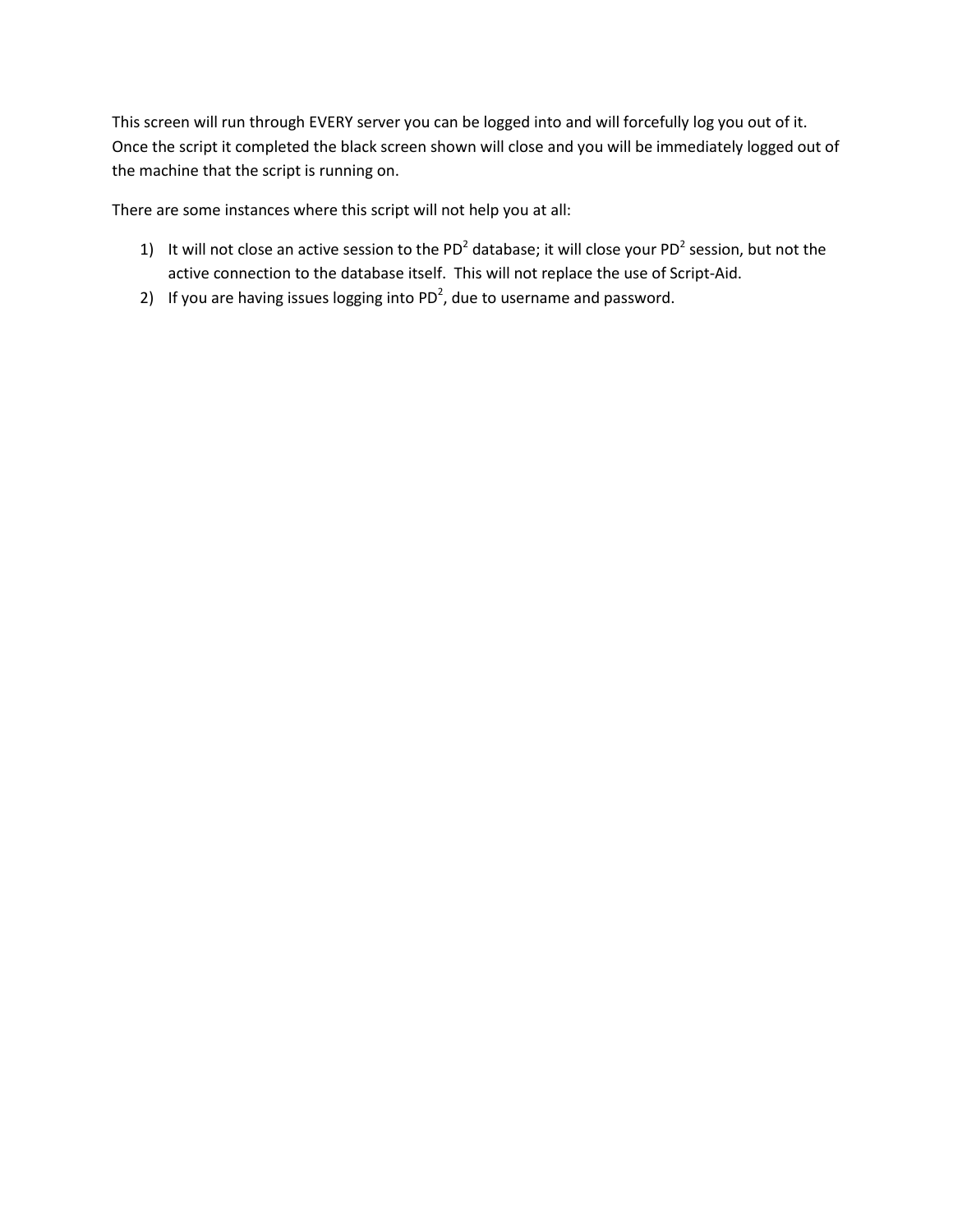This screen will run through EVERY server you can be logged into and will forcefully log you out of it. Once the script it completed the black screen shown will close and you will be immediately logged out of the machine that the script is running on.

There are some instances where this script will not help you at all:

1) It will not close an active session to the $PD^2$ database; it will close your $PD^2$ session, but not the active connection to the database itself. This will not replace the use of Script-Aid.
2) If you are having issues logging into $PD^2$, due to username and password.